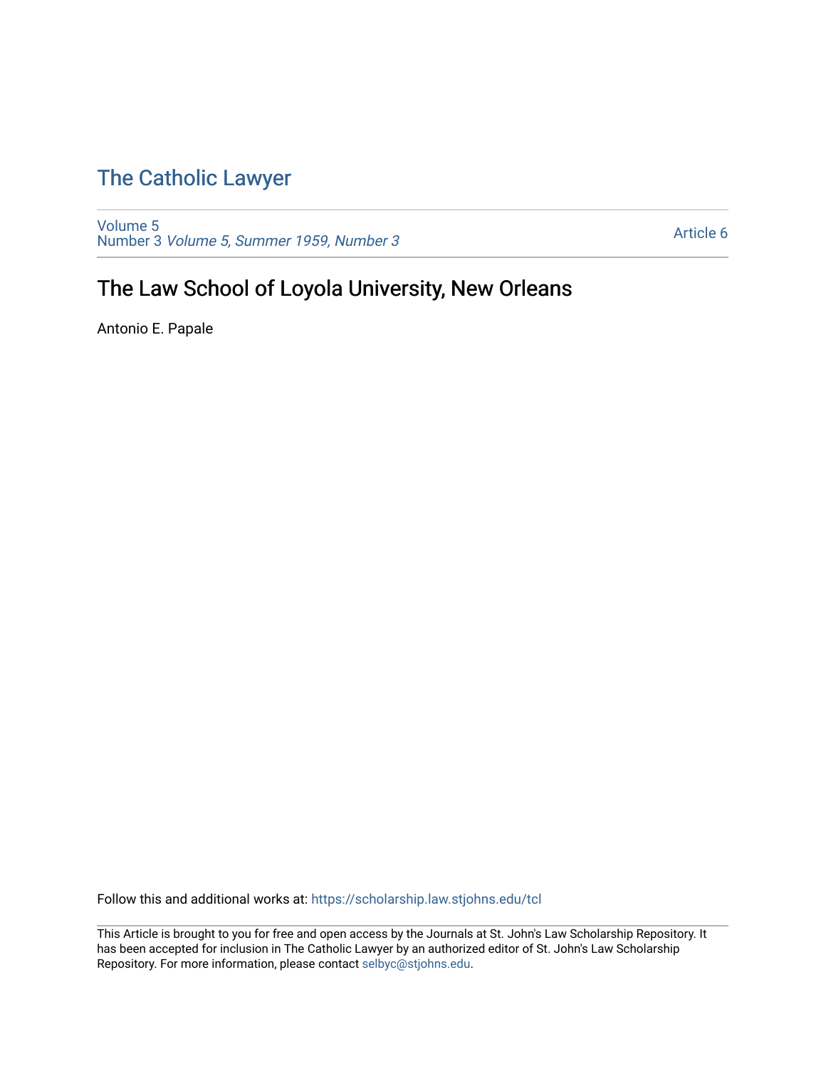# The Catholic Lawyer

Volume 5
Number 3 *Volume 5, Summer 1959, Number 3*

Article 6

## The Law School of Loyola University, New Orleans

Antonio E. Papale

Follow this and additional works at: https://scholarship.law.stjohns.edu/tcl

This Article is brought to you for free and open access by the Journals at St. John's Law Scholarship Repository. It has been accepted for inclusion in The Catholic Lawyer by an authorized editor of St. John's Law Scholarship Repository. For more information, please contact selbyc@stjohns.edu.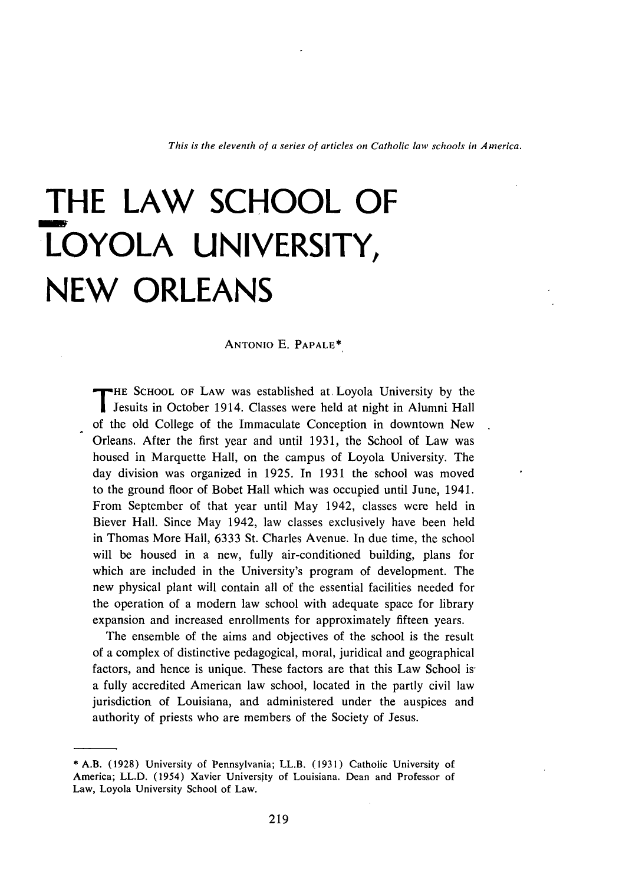*This is the eleventh of a series of articles on Catholic law schools in America.*

# THE LAW SCHOOL OF LOYOLA UNIVERSITY, NEW ORLEANS

ANTONIO E. PAPALE*

THE SCHOOL OF LAW was established at Loyola University by the Jesuits in October 1914. Classes were held at night in Alumni Hall of the old College of the Immaculate Conception in downtown New Orleans. After the first year and until 1931, the School of Law was housed in Marquette Hall, on the campus of Loyola University. The day division was organized in 1925. In 1931 the school was moved to the ground floor of Bobet Hall which was occupied until June, 1941. From September of that year until May 1942, classes were held in Biever Hall. Since May 1942, law classes exclusively have been held in Thomas More Hall, 6333 St. Charles Avenue. In due time, the school will be housed in a new, fully air-conditioned building, plans for which are included in the University's program of development. The new physical plant will contain all of the essential facilities needed for the operation of a modern law school with adequate space for library expansion and increased enrollments for approximately fifteen years.

The ensemble of the aims and objectives of the school is the result of a complex of distinctive pedagogical, moral, juridical and geographical factors, and hence is unique. These factors are that this Law School is a fully accredited American law school, located in the partly civil law jurisdiction of Louisiana, and administered under the auspices and authority of priests who are members of the Society of Jesus.

---

\* A.B. (1928) University of Pennsylvania; LL.B. (1931) Catholic University of America; LL.D. (1954) Xavier University of Louisiana. Dean and Professor of Law, Loyola University School of Law.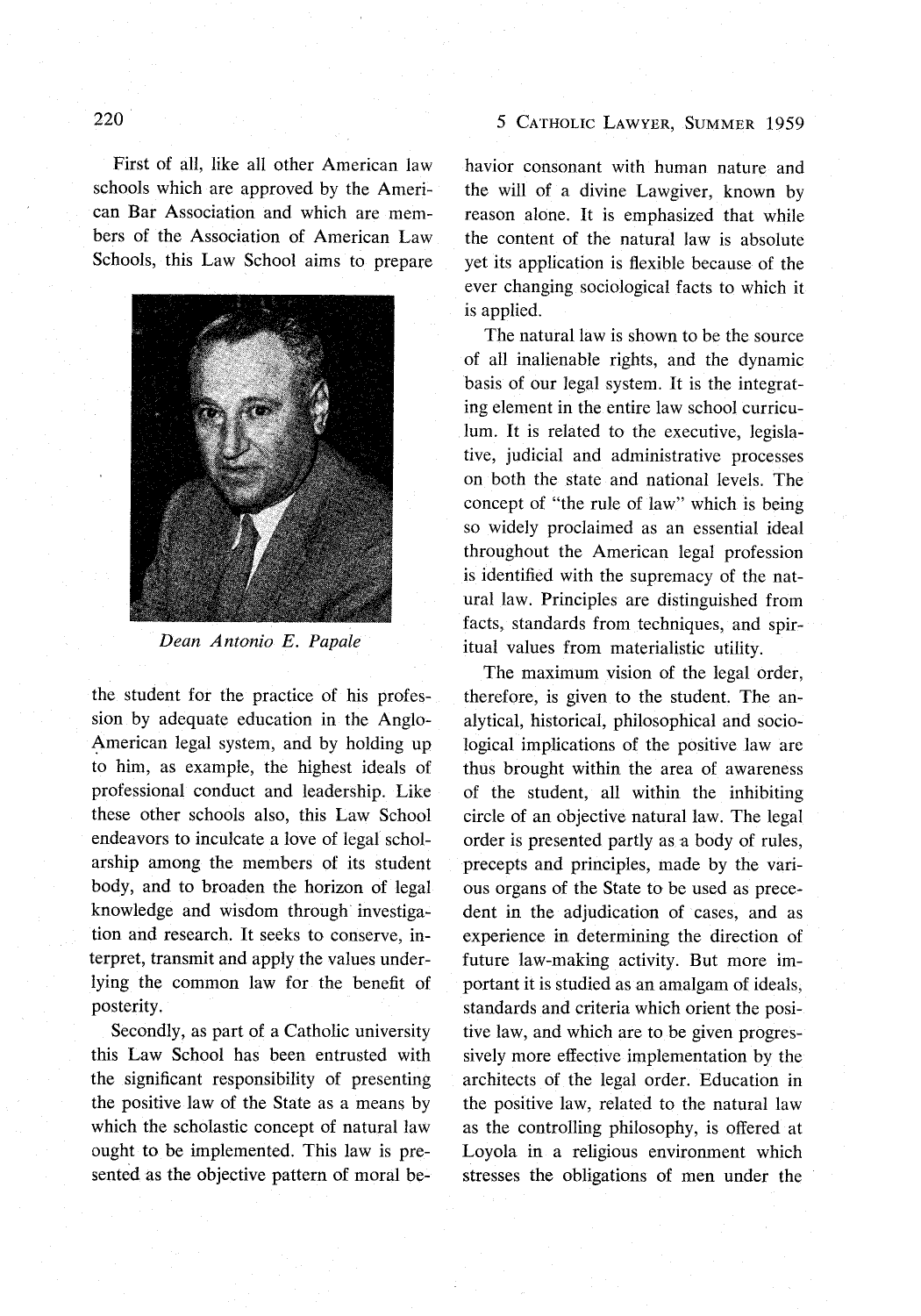First of all, like all other American law schools which are approved by the American Bar Association and which are members of the Association of American Law Schools, this Law School aims to prepare the student for the practice of his profession by adequate education in the Anglo-American legal system, and by holding up to him, as example, the highest ideals of professional conduct and leadership. Like these other schools also, this Law School endeavors to inculcate a love of legal scholarship among the members of its student body, and to broaden the horizon of legal knowledge and wisdom through investigation and research. It seeks to conserve, interpret, transmit and apply the values underlying the common law for the benefit of posterity.

*Dean Antonio E. Papale*

Secondly, as part of a Catholic university this Law School has been entrusted with the significant responsibility of presenting the positive law of the State as a means by which the scholastic concept of natural law ought to be implemented. This law is presented as the objective pattern of moral behavior consonant with human nature and the will of a divine Lawgiver, known by reason alone. It is emphasized that while the content of the natural law is absolute yet its application is flexible because of the ever changing sociological facts to which it is applied.

The natural law is shown to be the source of all inalienable rights, and the dynamic basis of our legal system. It is the integrating element in the entire law school curriculum. It is related to the executive, legislative, judicial and administrative processes on both the state and national levels. The concept of "the rule of law" which is being so widely proclaimed as an essential ideal throughout the American legal profession is identified with the supremacy of the natural law. Principles are distinguished from facts, standards from techniques, and spiritual values from materialistic utility.

The maximum vision of the legal order, therefore, is given to the student. The analytical, historical, philosophical and sociological implications of the positive law are thus brought within the area of awareness of the student, all within the inhibiting circle of an objective natural law. The legal order is presented partly as a body of rules, precepts and principles, made by the various organs of the State to be used as precedent in the adjudication of cases, and as experience in determining the direction of future law-making activity. But more important it is studied as an amalgam of ideals, standards and criteria which orient the positive law, and which are to be given progressively more effective implementation by the architects of the legal order. Education in the positive law, related to the natural law as the controlling philosophy, is offered at Loyola in a religious environment which stresses the obligations of men under the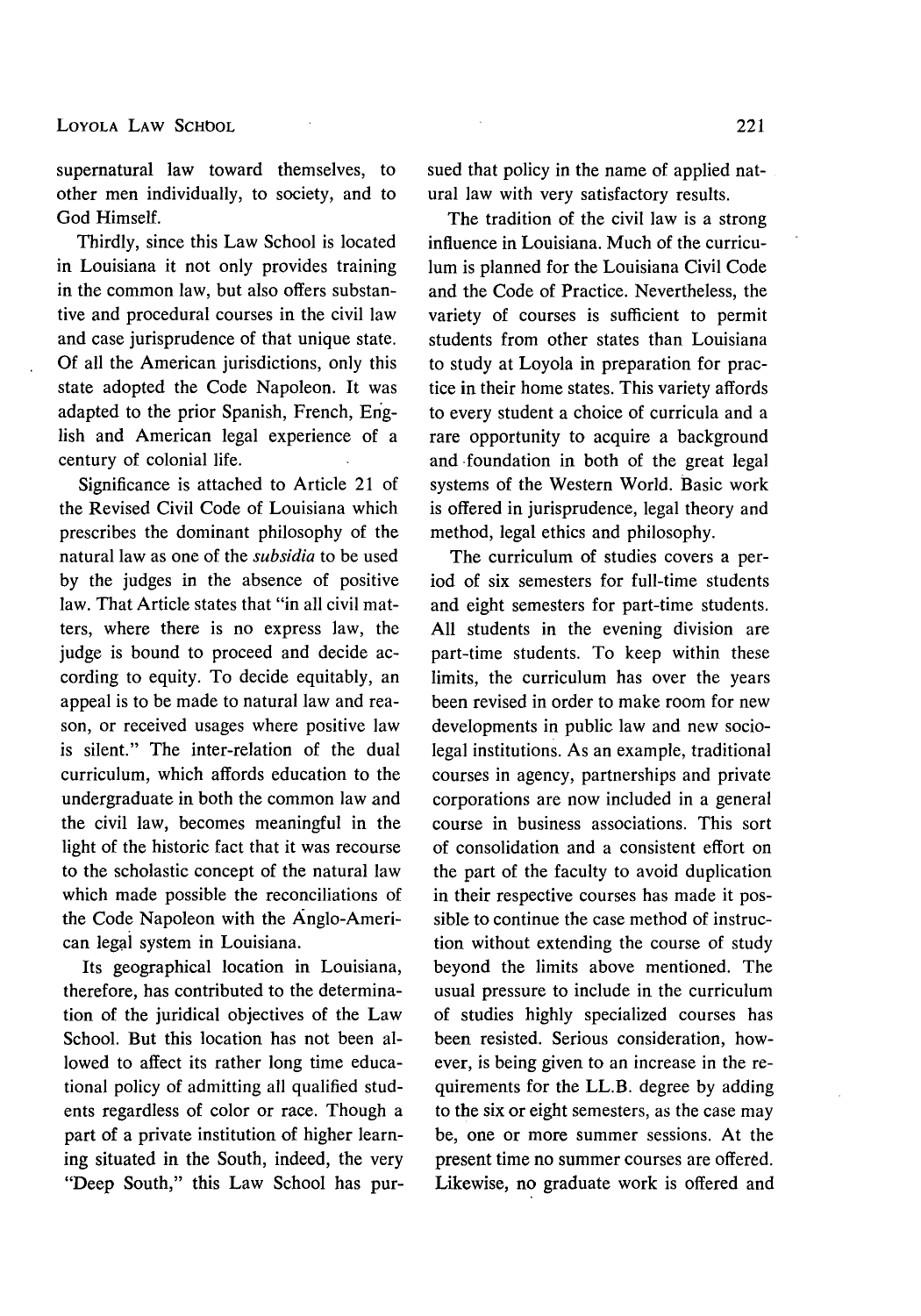supernatural law toward themselves, to other men individually, to society, and to God Himself.

Thirdly, since this Law School is located in Louisiana it not only provides training in the common law, but also offers substantive and procedural courses in the civil law and case jurisprudence of that unique state. Of all the American jurisdictions, only this state adopted the Code Napoleon. It was adapted to the prior Spanish, French, English and American legal experience of a century of colonial life.

Significance is attached to Article 21 of the Revised Civil Code of Louisiana which prescribes the dominant philosophy of the natural law as one of the *subsidia* to be used by the judges in the absence of positive law. That Article states that "in all civil matters, where there is no express law, the judge is bound to proceed and decide according to equity. To decide equitably, an appeal is to be made to natural law and reason, or received usages where positive law is silent." The inter-relation of the dual curriculum, which affords education to the undergraduate in both the common law and the civil law, becomes meaningful in the light of the historic fact that it was recourse to the scholastic concept of the natural law which made possible the reconciliations of the Code Napoleon with the Anglo-American legal system in Louisiana.

Its geographical location in Louisiana, therefore, has contributed to the determination of the juridical objectives of the Law School. But this location has not been allowed to affect its rather long time educational policy of admitting all qualified students regardless of color or race. Though a part of a private institution of higher learning situated in the South, indeed, the very "Deep South," this Law School has pursued that policy in the name of applied natural law with very satisfactory results.

The tradition of the civil law is a strong influence in Louisiana. Much of the curriculum is planned for the Louisiana Civil Code and the Code of Practice. Nevertheless, the variety of courses is sufficient to permit students from other states than Louisiana to study at Loyola in preparation for practice in their home states. This variety affords to every student a choice of curricula and a rare opportunity to acquire a background and foundation in both of the great legal systems of the Western World. Basic work is offered in jurisprudence, legal theory and method, legal ethics and philosophy.

The curriculum of studies covers a period of six semesters for full-time students and eight semesters for part-time students. All students in the evening division are part-time students. To keep within these limits, the curriculum has over the years been revised in order to make room for new developments in public law and new socio-legal institutions. As an example, traditional courses in agency, partnerships and private corporations are now included in a general course in business associations. This sort of consolidation and a consistent effort on the part of the faculty to avoid duplication in their respective courses has made it possible to continue the case method of instruction without extending the course of study beyond the limits above mentioned. The usual pressure to include in the curriculum of studies highly specialized courses has been resisted. Serious consideration, however, is being given to an increase in the requirements for the LL.B. degree by adding to the six or eight semesters, as the case may be, one or more summer sessions. At the present time no summer courses are offered. Likewise, no graduate work is offered and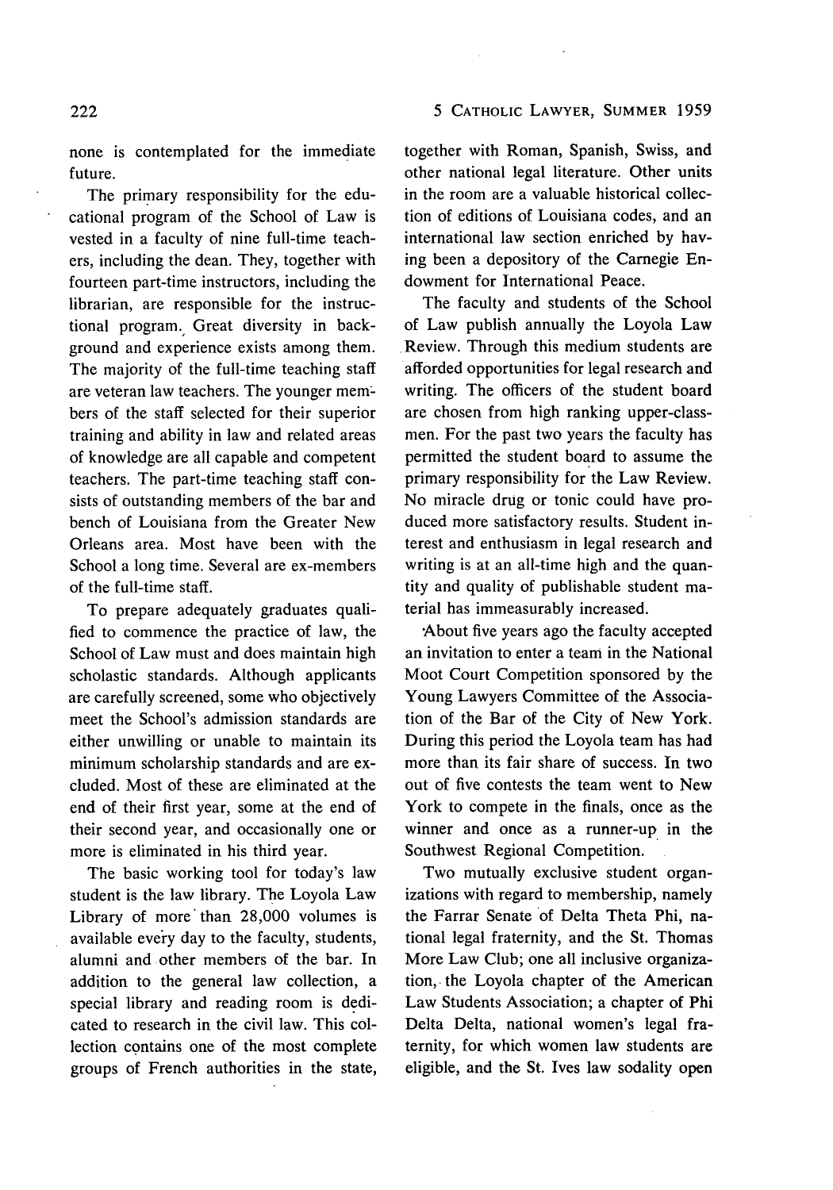none is contemplated for the immediate future.

The primary responsibility for the educational program of the School of Law is vested in a faculty of nine full-time teachers, including the dean. They, together with fourteen part-time instructors, including the librarian, are responsible for the instructional program. Great diversity in background and experience exists among them. The majority of the full-time teaching staff are veteran law teachers. The younger members of the staff selected for their superior training and ability in law and related areas of knowledge are all capable and competent teachers. The part-time teaching staff consists of outstanding members of the bar and bench of Louisiana from the Greater New Orleans area. Most have been with the School a long time. Several are ex-members of the full-time staff.

To prepare adequately graduates qualified to commence the practice of law, the School of Law must and does maintain high scholastic standards. Although applicants are carefully screened, some who objectively meet the School's admission standards are either unwilling or unable to maintain its minimum scholarship standards and are excluded. Most of these are eliminated at the end of their first year, some at the end of their second year, and occasionally one or more is eliminated in his third year.

The basic working tool for today's law student is the law library. The Loyola Law Library of more than 28,000 volumes is available every day to the faculty, students, alumni and other members of the bar. In addition to the general law collection, a special library and reading room is dedicated to research in the civil law. This collection contains one of the most complete groups of French authorities in the state, together with Roman, Spanish, Swiss, and other national legal literature. Other units in the room are a valuable historical collection of editions of Louisiana codes, and an international law section enriched by having been a depository of the Carnegie Endowment for International Peace.

The faculty and students of the School of Law publish annually the Loyola Law Review. Through this medium students are afforded opportunities for legal research and writing. The officers of the student board are chosen from high ranking upper-classmen. For the past two years the faculty has permitted the student board to assume the primary responsibility for the Law Review. No miracle drug or tonic could have produced more satisfactory results. Student interest and enthusiasm in legal research and writing is at an all-time high and the quantity and quality of publishable student material has immeasurably increased.

About five years ago the faculty accepted an invitation to enter a team in the National Moot Court Competition sponsored by the Young Lawyers Committee of the Association of the Bar of the City of New York. During this period the Loyola team has had more than its fair share of success. In two out of five contests the team went to New York to compete in the finals, once as the winner and once as a runner-up in the Southwest Regional Competition.

Two mutually exclusive student organizations with regard to membership, namely the Farrar Senate of Delta Theta Phi, national legal fraternity, and the St. Thomas More Law Club; one all inclusive organization, the Loyola chapter of the American Law Students Association; a chapter of Phi Delta Delta, national women's legal fraternity, for which women law students are eligible, and the St. Ives law sodality open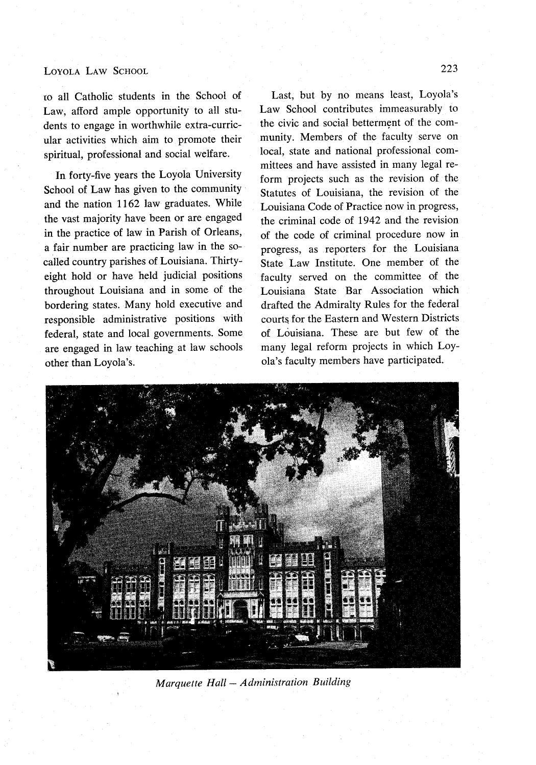to all Catholic students in the School of Law, afford ample opportunity to all students to engage in worthwhile extra-curricular activities which aim to promote their spiritual, professional and social welfare.

In forty-five years the Loyola University School of Law has given to the community and the nation 1162 law graduates. While the vast majority have been or are engaged in the practice of law in Parish of Orleans, a fair number are practicing law in the so-called country parishes of Louisiana. Thirty-eight hold or have held judicial positions throughout Louisiana and in some of the bordering states. Many hold executive and responsible administrative positions with federal, state and local governments. Some are engaged in law teaching at law schools other than Loyola's.

Last, but by no means least, Loyola's Law School contributes immeasurably to the civic and social betterment of the community. Members of the faculty serve on local, state and national professional committees and have assisted in many legal reform projects such as the revision of the Statutes of Louisiana, the revision of the Louisiana Code of Practice now in progress, the criminal code of 1942 and the revision of the code of criminal procedure now in progress, as reporters for the Louisiana State Law Institute. One member of the faculty served on the committee of the Louisiana State Bar Association which drafted the Admiralty Rules for the federal courts for the Eastern and Western Districts of Louisiana. These are but few of the many legal reform projects in which Loyola's faculty members have participated.

*Marquette Hall – Administration Building*